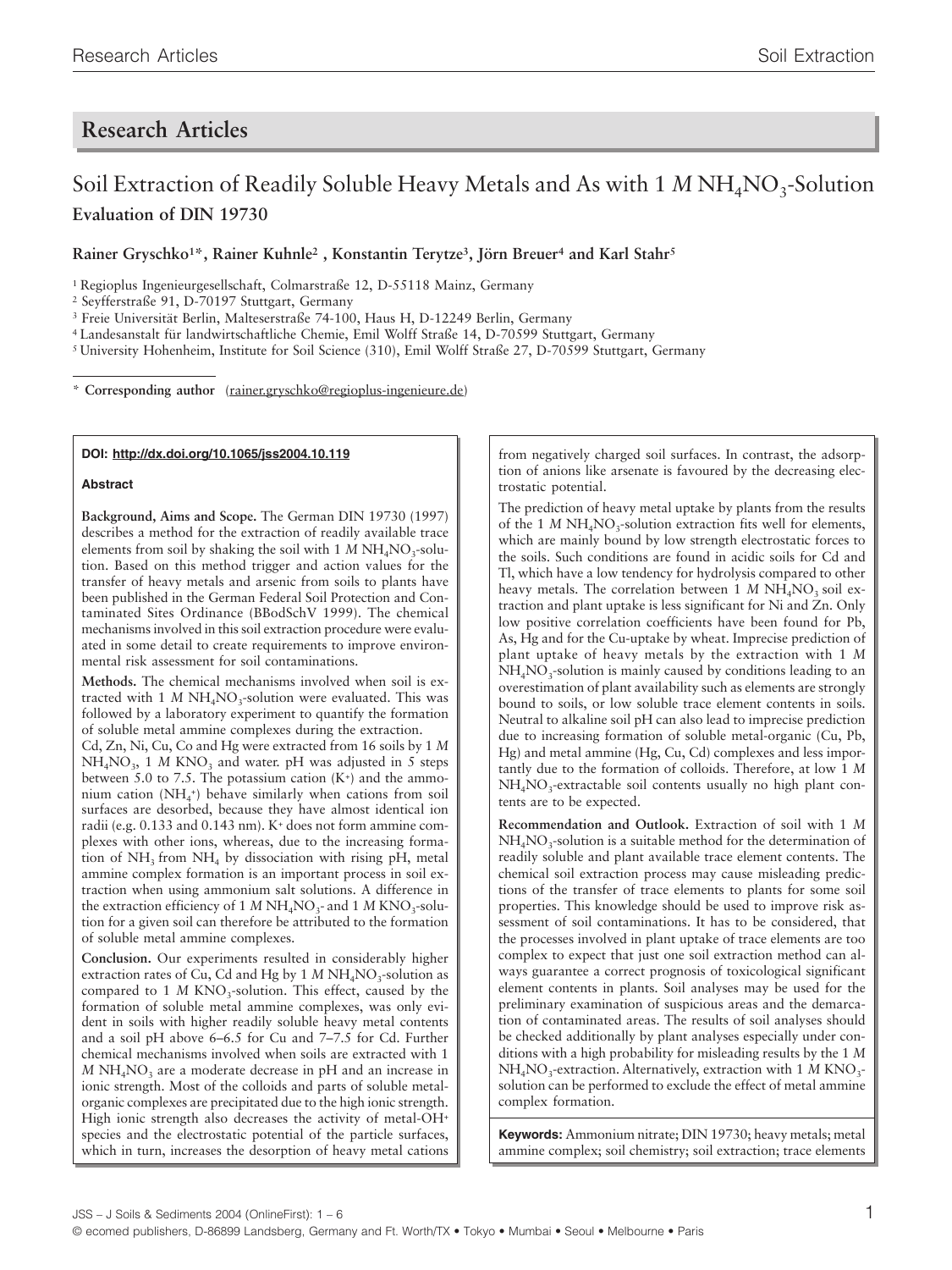## Research Articles

# Soil Extraction of Readily Soluble Heavy Metals and As with 1 *M* $NH_4NO_3$-Solution

### Evaluation of DIN 19730

**Rainer Gryschko[1]*, Rainer Kuhnle[2], Konstantin Terytze[3], Jörn Breuer[4] and Karl Stahr[5]**

[1] Regioplus Ingenieurgesellschaft, Colmarstraße 12, D-55118 Mainz, Germany
[2] Seyfferstraße 91, D-70197 Stuttgart, Germany
[3] Freie Universität Berlin, Malteserstraße 74-100, Haus H, D-12249 Berlin, Germany
[4] Landesanstalt für landwirtschaftliche Chemie, Emil Wolff Straße 14, D-70599 Stuttgart, Germany
[5] University Hohenheim, Institute for Soil Science (310), Emil Wolff Straße 27, D-70599 Stuttgart, Germany

\* **Corresponding author** (rainer.gryschko@regioplus-ingenieure.de)

**DOI: http://dx.doi.org/10.1065/jss2004.10.119**

**Abstract**

**Background, Aims and Scope.** The German DIN 19730 (1997) describes a method for the extraction of readily available trace elements from soil by shaking the soil with 1 *M* $NH_4NO_3$-solution. Based on this method trigger and action values for the transfer of heavy metals and arsenic from soils to plants have been published in the German Federal Soil Protection and Contaminated Sites Ordinance (BBodSchV 1999). The chemical mechanisms involved in this soil extraction procedure were evaluated in some detail to create requirements to improve environmental risk assessment for soil contaminations.

**Methods.** The chemical mechanisms involved when soil is extracted with 1 *M* $NH_4NO_3$-solution were evaluated. This was followed by a laboratory experiment to quantify the formation of soluble metal ammine complexes during the extraction. Cd, Zn, Ni, Cu, Co and Hg were extracted from 16 soils by 1 *M* $NH_4NO_3$, 1 *M* $KNO_3$ and water. pH was adjusted in 5 steps between 5.0 to 7.5. The potassium cation ($K^+$) and the ammonium cation ($NH_4^+$) behave similarly when cations from soil surfaces are desorbed, because they have almost identical ion radii (e.g. 0.133 and 0.143 nm). $K^+$ does not form ammine complexes with other ions, whereas, due to the increasing formation of $NH_3$ from $NH_4$ by dissociation with rising pH, metal ammine complex formation is an important process in soil extraction when using ammonium salt solutions. A difference in the extraction efficiency of 1 *M* $NH_4NO_3$- and 1 *M* $KNO_3$-solution for a given soil can therefore be attributed to the formation of soluble metal ammine complexes.

**Conclusion.** Our experiments resulted in considerably higher extraction rates of Cu, Cd and Hg by 1 *M* $NH_4NO_3$-solution as compared to 1 *M* $KNO_3$-solution. This effect, caused by the formation of soluble metal ammine complexes, was only evident in soils with higher readily soluble heavy metal contents and a soil pH above 6–6.5 for Cu and 7–7.5 for Cd. Further chemical mechanisms involved when soils are extracted with 1 *M* $NH_4NO_3$ are a moderate decrease in pH and an increase in ionic strength. Most of the colloids and parts of soluble metal-organic complexes are precipitated due to the high ionic strength. High ionic strength also decreases the activity of metal-$OH^+$ species and the electrostatic potential of the particle surfaces, which in turn, increases the desorption of heavy metal cations from negatively charged soil surfaces. In contrast, the adsorption of anions like arsenate is favoured by the decreasing electrostatic potential.

The prediction of heavy metal uptake by plants from the results of the 1 *M* $NH_4NO_3$-solution extraction fits well for elements, which are mainly bound by low strength electrostatic forces to the soils. Such conditions are found in acidic soils for Cd and Tl, which have a low tendency for hydrolysis compared to other heavy metals. The correlation between 1 *M* $NH_4NO_3$ soil extraction and plant uptake is less significant for Ni and Zn. Only low positive correlation coefficients have been found for Pb, As, Hg and for the Cu-uptake by wheat. Imprecise prediction of plant uptake of heavy metals by the extraction with 1 *M* $NH_4NO_3$-solution is mainly caused by conditions leading to an overestimation of plant availability such as elements are strongly bound to soils, or low soluble trace element contents in soils. Neutral to alkaline soil pH can also lead to imprecise prediction due to increasing formation of soluble metal-organic (Cu, Pb, Hg) and metal ammine (Hg, Cu, Cd) complexes and less importantly due to the formation of colloids. Therefore, at low 1 *M* $NH_4NO_3$-extractable soil contents usually no high plant contents are to be expected.

**Recommendation and Outlook.** Extraction of soil with 1 *M* $NH_4NO_3$-solution is a suitable method for the determination of readily soluble and plant available trace element contents. The chemical soil extraction process may cause misleading predictions of the transfer of trace elements to plants for some soil properties. This knowledge should be used to improve risk assessment of soil contaminations. It has to be considered, that the processes involved in plant uptake of trace elements are too complex to expect that just one soil extraction method can always guarantee a correct prognosis of toxicological significant element contents in plants. Soil analyses may be used for the preliminary examination of suspicious areas and the demarcation of contaminated areas. The results of soil analyses should be checked additionally by plant analyses especially under conditions with a high probability for misleading results by the 1 *M* $NH_4NO_3$-extraction. Alternatively, extraction with 1 *M* $KNO_3$-solution can be performed to exclude the effect of metal ammine complex formation.

**Keywords:** Ammonium nitrate; DIN 19730; heavy metals; metal ammine complex; soil chemistry; soil extraction; trace elements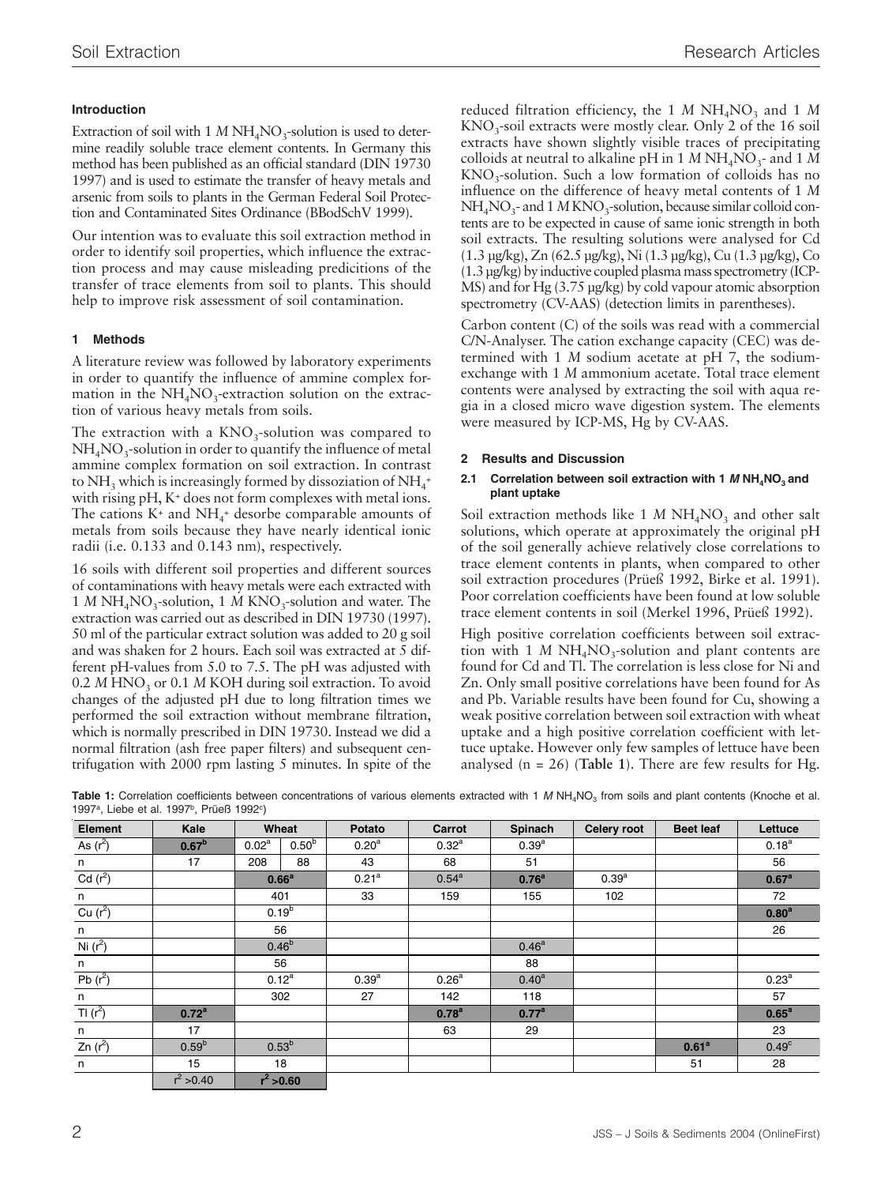## Introduction

Extraction of soil with 1 *M* $NH_4NO_3$-solution is used to determine readily soluble trace element contents. In Germany this method has been published as an official standard (DIN 19730 1997) and is used to estimate the transfer of heavy metals and arsenic from soils to plants in the German Federal Soil Protection and Contaminated Sites Ordinance (BBodSchV 1999).

Our intention was to evaluate this soil extraction method in order to identify soil properties, which influence the extraction process and may cause misleading predicitions of the transfer of trace elements from soil to plants. This should help to improve risk assessment of soil contamination.

## 1 Methods

A literature review was followed by laboratory experiments in order to quantify the influence of ammine complex formation in the $NH_4NO_3$-extraction solution on the extraction of various heavy metals from soils.

The extraction with a $KNO_3$-solution was compared to $NH_4NO_3$-solution in order to quantify the influence of metal ammine complex formation on soil extraction. In contrast to $NH_3$ which is increasingly formed by dissoziation of $NH_4^+$ with rising pH, $K^+$ does not form complexes with metal ions. The cations $K^+$ and $NH_4^+$ desorbe comparable amounts of metals from soils because they have nearly identical ionic radii (i.e. 0.133 and 0.143 nm), respectively.

16 soils with different soil properties and different sources of contaminations with heavy metals were each extracted with 1 *M* $NH_4NO_3$-solution, 1 *M* $KNO_3$-solution and water. The extraction was carried out as described in DIN 19730 (1997). 50 ml of the particular extract solution was added to 20 g soil and was shaken for 2 hours. Each soil was extracted at 5 different pH-values from 5.0 to 7.5. The pH was adjusted with 0.2 *M* $HNO_3$ or 0.1 *M* KOH during soil extraction. To avoid changes of the adjusted pH due to long filtration times we performed the soil extraction without membrane filtration, which is normally prescribed in DIN 19730. Instead we did a normal filtration (ash free paper filters) and subsequent centrifugation with 2000 rpm lasting 5 minutes. In spite of the reduced filtration efficiency, the 1 *M* $NH_4NO_3$ and 1 *M* $KNO_3$-soil extracts were mostly clear. Only 2 of the 16 soil extracts have shown slightly visible traces of precipitating colloids at neutral to alkaline pH in 1 *M* $NH_4NO_3$- and 1 *M* $KNO_3$-solution. Such a low formation of colloids has no influence on the difference of heavy metal contents of 1 *M* $NH_4NO_3$- and 1 *M* $KNO_3$-solution, because similar colloid contents are to be expected in cause of same ionic strength in both soil extracts. The resulting solutions were analysed for Cd (1.3 µg/kg), Zn (62.5 µg/kg), Ni (1.3 µg/kg), Cu (1.3 µg/kg), Co (1.3 µg/kg) by inductive coupled plasma mass spectrometry (ICP-MS) and for Hg (3.75 µg/kg) by cold vapour atomic absorption spectrometry (CV-AAS) (detection limits in parentheses).

Carbon content (C) of the soils was read with a commercial C/N-Analyser. The cation exchange capacity (CEC) was determined with 1 *M* sodium acetate at pH 7, the sodium-exchange with 1 *M* ammonium acetate. Total trace element contents were analysed by extracting the soil with aqua regia in a closed micro wave digestion system. The elements were measured by ICP-MS, Hg by CV-AAS.

## 2 Results and Discussion

### 2.1 Correlation between soil extraction with 1 *M* $NH_4NO_3$ and plant uptake

Soil extraction methods like 1 *M* $NH_4NO_3$ and other salt solutions, which operate at approximately the original pH of the soil generally achieve relatively close correlations to trace element contents in plants, when compared to other soil extraction procedures (Prüeß 1992, Birke et al. 1991). Poor correlation coefficients have been found at low soluble trace element contents in soil (Merkel 1996, Prüeß 1992).

High positive correlation coefficients between soil extraction with 1 *M* $NH_4NO_3$-solution and plant contents are found for Cd and Tl. The correlation is less close for Ni and Zn. Only small positive correlations have been found for As and Pb. Variable results have been found for Cu, showing a weak positive correlation between soil extraction with wheat uptake and a high positive correlation coefficient with lettuce uptake. However only few samples of lettuce have been analysed (n = 26) (**Table 1**). There are few results for Hg.

**Table 1:** Correlation coefficients between concentrations of various elements extracted with 1 *M* $NH_4NO_3$ from soils and plant contents (Knoche et al. 1997[a], Liebe et al. 1997[b], Prüeß 1992[c])

| Element | Kale | Wheat | | Potato | Carrot | Spinach | Celery root | Beet leaf | Lettuce |
|---|---|---|---|---|---|---|---|---|---|
| As ($r^2$) | **0.67[b]** | 0.02[a] | 0.50[b] | 0.20[a] | 0.32[a] | 0.39[a] | | | 0.18[a] |
| n | 17 | 208 | 88 | 43 | 68 | 51 | | | 56 |
| Cd ($r^2$) | | **0.66[a]** | | 0.21[a] | 0.54[a] | **0.76[a]** | 0.39[a] | | **0.67[a]** |
| n | | 401 | | 33 | 159 | 155 | 102 | | 72 |
| Cu ($r^2$) | | 0.19[b] | | | | | | | **0.80[a]** |
| n | | 56 | | | | | | | 26 |
| Ni ($r^2$) | | 0.46[b] | | | | 0.46[a] | | | |
| n | | 56 | | | | 88 | | | |
| Pb ($r^2$) | | 0.12[a] | | 0.39[a] | 0.26[a] | 0.40[a] | | | 0.23[a] |
| n | | 302 | | 27 | 142 | 118 | | | 57 |
| Tl ($r^2$) | **0.72[a]** | | | | **0.78[a]** | **0.77[a]** | | | **0.65[a]** |
| n | 17 | | | | 63 | 29 | | | 23 |
| Zn ($r^2$) | 0.59[b] | 0.53[b] | | | | | | **0.61[a]** | 0.49[c] |
| n | 15 | 18 | | | | | | 51 | 28 |
| | $r^2$ >0.40 | **$r^2$ >0.60** | | | | | | | |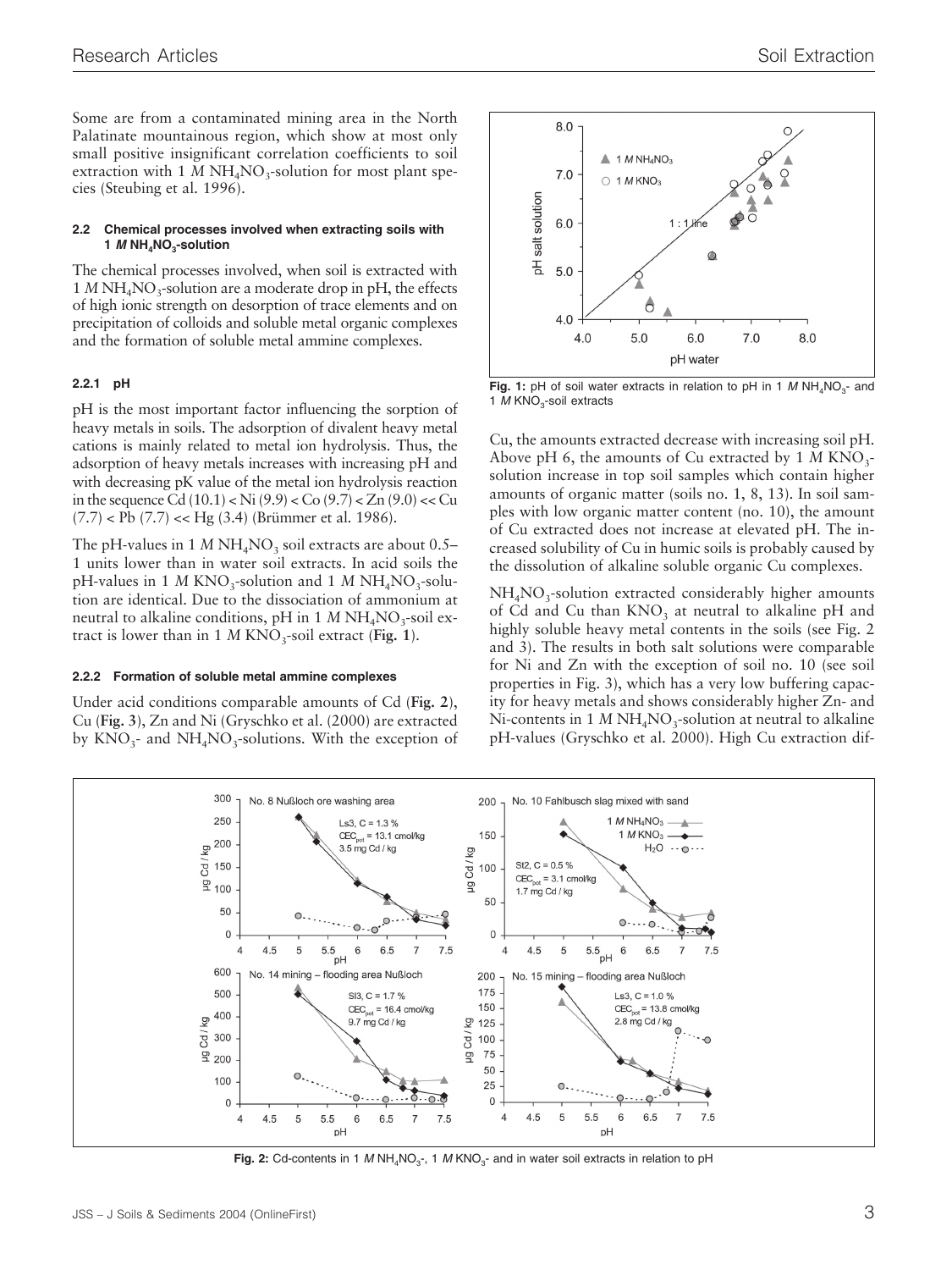Some are from a contaminated mining area in the North Palatinate mountainous region, which show at most only small positive insignificant correlation coefficients to soil extraction with 1 *M* $NH_4NO_3$-solution for most plant species (Steubing et al. 1996).

#### 2.2 Chemical processes involved when extracting soils with 1 *M* $NH_4NO_3$-solution

The chemical processes involved, when soil is extracted with 1 *M* $NH_4NO_3$-solution are a moderate drop in pH, the effects of high ionic strength on desorption of trace elements and on precipitation of colloids and soluble metal organic complexes and the formation of soluble metal ammine complexes.

##### 2.2.1 pH

pH is the most important factor influencing the sorption of heavy metals in soils. The adsorption of divalent heavy metal cations is mainly related to metal ion hydrolysis. Thus, the adsorption of heavy metals increases with increasing pH and with decreasing pK value of the metal ion hydrolysis reaction in the sequence Cd (10.1) < Ni (9.9) < Co (9.7) < Zn (9.0) << Cu (7.7) < Pb (7.7) << Hg (3.4) (Brümmer et al. 1986).

The pH-values in 1 *M* $NH_4NO_3$ soil extracts are about 0.5–1 units lower than in water soil extracts. In acid soils the pH-values in 1 *M* $KNO_3$-solution and 1 *M* $NH_4NO_3$-solution are identical. Due to the dissociation of ammonium at neutral to alkaline conditions, pH in 1 *M* $NH_4NO_3$-soil extract is lower than in 1 *M* $KNO_3$-soil extract (**Fig. 1**).

**Fig. 1:** pH of soil water extracts in relation to pH in 1 *M* $NH_4NO_3$- and 1 *M* $KNO_3$-soil extracts

##### 2.2.2 Formation of soluble metal ammine complexes

Under acid conditions comparable amounts of Cd (**Fig. 2**), Cu (**Fig. 3**), Zn and Ni (Gryschko et al. (2000) are extracted by $KNO_3$- and $NH_4NO_3$-solutions. With the exception of Cu, the amounts extracted decrease with increasing soil pH. Above pH 6, the amounts of Cu extracted by 1 *M* $KNO_3$-solution increase in top soil samples which contain higher amounts of organic matter (soils no. 1, 8, 13). In soil samples with low organic matter content (no. 10), the amount of Cu extracted does not increase at elevated pH. The increased solubility of Cu in humic soils is probably caused by the dissolution of alkaline soluble organic Cu complexes.

$NH_4NO_3$-solution extracted considerably higher amounts of Cd and Cu than $KNO_3$ at neutral to alkaline pH and highly soluble heavy metal contents in the soils (see Fig. 2 and 3). The results in both salt solutions were comparable for Ni and Zn with the exception of soil no. 10 (see soil properties in Fig. 3), which has a very low buffering capacity for heavy metals and shows considerably higher Zn- and Ni-contents in 1 *M* $NH_4NO_3$-solution at neutral to alkaline pH-values (Gryschko et al. 2000). High Cu extraction dif-

**Fig. 2:** Cd-contents in 1 *M* $NH_4NO_3$-, 1 *M* $KNO_3$- and in water soil extracts in relation to pH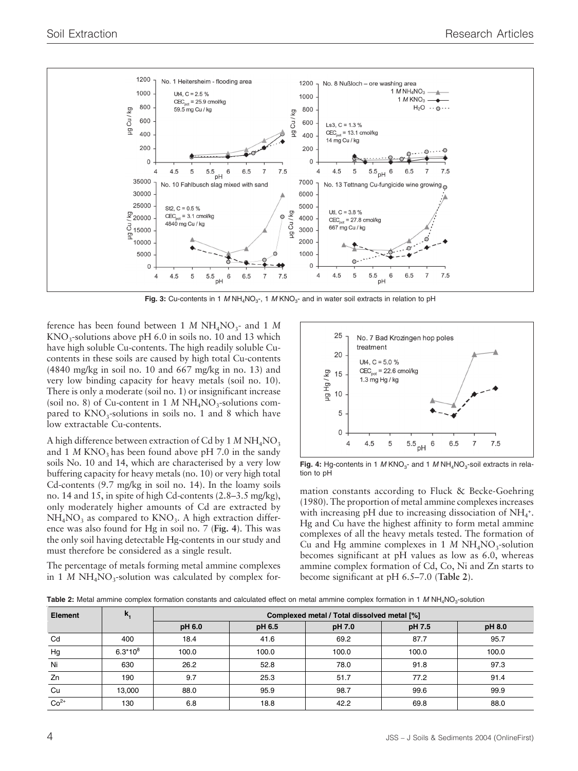**Fig. 3:** Cu-contents in 1 *M* $NH_4NO_3$-, 1 *M* $KNO_3$- and in water soil extracts in relation to pH

ference has been found between 1 *M* $NH_4NO_3$- and 1 *M* $KNO_3$-solutions above pH 6.0 in soils no. 10 and 13 which have high soluble Cu-contents. The high readily soluble Cu-contents in these soils are caused by high total Cu-contents (4840 mg/kg in soil no. 10 and 667 mg/kg in no. 13) and very low binding capacity for heavy metals (soil no. 10). There is only a moderate (soil no. 1) or insignificant increase (soil no. 8) of Cu-content in 1 *M* $NH_4NO_3$-solutions compared to $KNO_3$-solutions in soils no. 1 and 8 which have low extractable Cu-contents.

A high difference between extraction of Cd by 1 *M* $NH_4NO_3$ and 1 *M* $KNO_3$ has been found above pH 7.0 in the sandy soils No. 10 and 14, which are characterised by a very low buffering capacity for heavy metals (no. 10) or very high total Cd-contents (9.7 mg/kg in soil no. 14). In the loamy soils no. 14 and 15, in spite of high Cd-contents (2.8–3.5 mg/kg), only moderately higher amounts of Cd are extracted by $NH_4NO_3$ as compared to $KNO_3$. A high extraction difference was also found for Hg in soil no. 7 (**Fig. 4**). This was the only soil having detectable Hg-contents in our study and must therefore be considered as a single result.

The percentage of metals forming metal ammine complexes in 1 *M* $NH_4NO_3$-solution was calculated by complex formation constants according to Fluck & Becke-Goehring (1980). The proportion of metal ammine complexes increases with increasing pH due to increasing dissociation of $NH_4^+$. Hg and Cu have the highest affinity to form metal ammine complexes of all the heavy metals tested. The formation of Cu and Hg ammine complexes in 1 *M* $NH_4NO_3$-solution becomes significant at pH values as low as 6.0, whereas ammine complex formation of Cd, Co, Ni and Zn starts to become significant at pH 6.5–7.0 (**Table 2**).

**Fig. 4:** Hg-contents in 1 *M* $KNO_3$- and 1 *M* $NH_4NO_3$-soil extracts in relation to pH

**Table 2:** Metal ammine complex formation constants and calculated effect on metal ammine complex formation in 1 *M* $NH_4NO_3$-solution

| Element | $k_1$ | Complexed metal / Total dissolved metal [%] | | | | |
|---|---|---|---|---|---|---|
| | | pH 6.0 | pH 6.5 | pH 7.0 | pH 7.5 | pH 8.0 |
| Cd | 400 | 18.4 | 41.6 | 69.2 | 87.7 | 95.7 |
| Hg | $6.3*10^8$ | 100.0 | 100.0 | 100.0 | 100.0 | 100.0 |
| Ni | 630 | 26.2 | 52.8 | 78.0 | 91.8 | 97.3 |
| Zn | 190 | 9.7 | 25.3 | 51.7 | 77.2 | 91.4 |
| Cu | 13,000 | 88.0 | 95.9 | 98.7 | 99.6 | 99.9 |
| $Co^{2+}$ | 130 | 6.8 | 18.8 | 42.2 | 69.8 | 88.0 |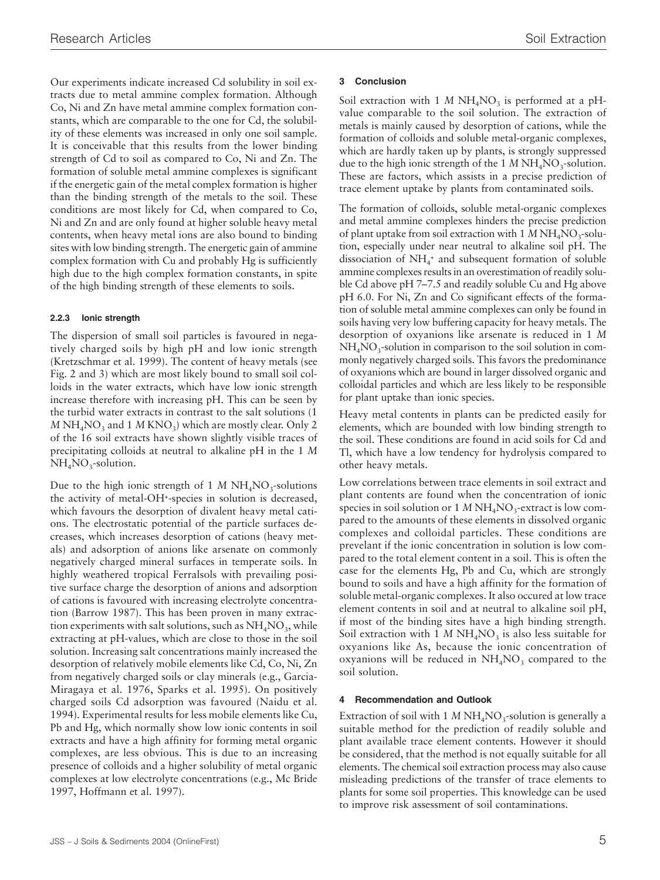Our experiments indicate increased Cd solubility in soil extracts due to metal ammine complex formation. Although Co, Ni and Zn have metal ammine complex formation constants, which are comparable to the one for Cd, the solubility of these elements was increased in only one soil sample. It is conceivable that this results from the lower binding strength of Cd to soil as compared to Co, Ni and Zn. The formation of soluble metal ammine complexes is significant if the energetic gain of the metal complex formation is higher than the binding strength of the metals to the soil. These conditions are most likely for Cd, when compared to Co, Ni and Zn and are only found at higher soluble heavy metal contents, when heavy metal ions are also bound to binding sites with low binding strength. The energetic gain of ammine complex formation with Cu and probably Hg is sufficiently high due to the high complex formation constants, in spite of the high binding strength of these elements to soils.

#### 2.2.3 Ionic strength

The dispersion of small soil particles is favoured in negatively charged soils by high pH and low ionic strength (Kretzschmar et al. 1999). The content of heavy metals (see Fig. 2 and 3) which are most likely bound to small soil colloids in the water extracts, which have low ionic strength increase therefore with increasing pH. This can be seen by the turbid water extracts in contrast to the salt solutions (1 *M* $NH_4NO_3$ and 1 *M* $KNO_3$) which are mostly clear. Only 2 of the 16 soil extracts have shown slightly visible traces of precipitating colloids at neutral to alkaline pH in the 1 *M* $NH_4NO_3$-solution.

Due to the high ionic strength of 1 *M* $NH_4NO_3$-solutions the activity of metal-$OH^+$-species in solution is decreased, which favours the desorption of divalent heavy metal cations. The electrostatic potential of the particle surfaces decreases, which increases desorption of cations (heavy metals) and adsorption of anions like arsenate on commonly negatively charged mineral surfaces in temperate soils. In highly weathered tropical Ferralsols with prevailing positive surface charge the desorption of anions and adsorption of cations is favoured with increasing electrolyte concentration (Barrow 1987). This has been proven in many extraction experiments with salt solutions, such as $NH_4NO_3$, while extracting at pH-values, which are close to those in the soil solution. Increasing salt concentrations mainly increased the desorption of relatively mobile elements like Cd, Co, Ni, Zn from negatively charged soils or clay minerals (e.g., Garcia-Miragaya et al. 1976, Sparks et al. 1995). On positively charged soils Cd adsorption was favoured (Naidu et al. 1994). Experimental results for less mobile elements like Cu, Pb and Hg, which normally show low ionic contents in soil extracts and have a high affinity for forming metal organic complexes, are less obvious. This is due to an increasing presence of colloids and a higher solubility of metal organic complexes at low electrolyte concentrations (e.g., Mc Bride 1997, Hoffmann et al. 1997).

## 3 Conclusion

Soil extraction with 1 *M* $NH_4NO_3$ is performed at a pH-value comparable to the soil solution. The extraction of metals is mainly caused by desorption of cations, while the formation of colloids and soluble metal-organic complexes, which are hardly taken up by plants, is strongly suppressed due to the high ionic strength of the 1 *M* $NH_4NO_3$-solution. These are factors, which assists in a precise prediction of trace element uptake by plants from contaminated soils.

The formation of colloids, soluble metal-organic complexes and metal ammine complexes hinders the precise prediction of plant uptake from soil extraction with 1 *M* $NH_4NO_3$-solution, especially under near neutral to alkaline soil pH. The dissociation of $NH_4^+$ and subsequent formation of soluble ammine complexes results in an overestimation of readily soluble Cd above pH 7–7.5 and readily soluble Cu and Hg above pH 6.0. For Ni, Zn and Co significant effects of the formation of soluble metal ammine complexes can only be found in soils having very low buffering capacity for heavy metals. The desorption of oxyanions like arsenate is reduced in 1 *M* $NH_4NO_3$-solution in comparison to the soil solution in commonly negatively charged soils. This favors the predominance of oxyanions which are bound in larger dissolved organic and colloidal particles and which are less likely to be responsible for plant uptake than ionic species.

Heavy metal contents in plants can be predicted easily for elements, which are bounded with low binding strength to the soil. These conditions are found in acid soils for Cd and Tl, which have a low tendency for hydrolysis compared to other heavy metals.

Low correlations between trace elements in soil extract and plant contents are found when the concentration of ionic species in soil solution or 1 *M* $NH_4NO_3$-extract is low compared to the amounts of these elements in dissolved organic complexes and colloidal particles. These conditions are prevelant if the ionic concentration in solution is low compared to the total element content in a soil. This is often the case for the elements Hg, Pb and Cu, which are strongly bound to soils and have a high affinity for the formation of soluble metal-organic complexes. It also occured at low trace element contents in soil and at neutral to alkaline soil pH, if most of the binding sites have a high binding strength. Soil extraction with 1 *M* $NH_4NO_3$ is also less suitable for oxyanions like As, because the ionic concentration of oxyanions will be reduced in $NH_4NO_3$ compared to the soil solution.

## 4 Recommendation and Outlook

Extraction of soil with 1 *M* $NH_4NO_3$-solution is generally a suitable method for the prediction of readily soluble and plant available trace element contents. However it should be considered, that the method is not equally suitable for all elements. The chemical soil extraction process may also cause misleading predictions of the transfer of trace elements to plants for some soil properties. This knowledge can be used to improve risk assessment of soil contaminations.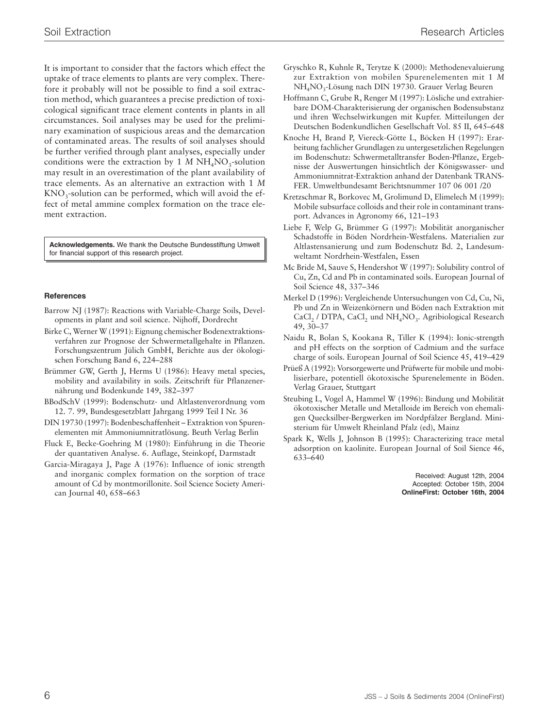It is important to consider that the factors which effect the uptake of trace elements to plants are very complex. Therefore it probably will not be possible to find a soil extraction method, which guarantees a precise prediction of toxicological significant trace element contents in plants in all circumstances. Soil analyses may be used for the preliminary examination of suspicious areas and the demarcation of contaminated areas. The results of soil analyses should be further verified through plant analyses, especially under conditions were the extraction by 1 *M* $NH_4NO_3$-solution may result in an overestimation of the plant availability of trace elements. As an alternative an extraction with 1 *M* $KNO_3$-solution can be performed, which will avoid the effect of metal ammine complex formation on the trace element extraction.

**Acknowledgements.** We thank the Deutsche Bundesstiftung Umwelt for financial support of this research project.

#### References

Barrow NJ (1987): Reactions with Variable-Charge Soils, Developments in plant and soil science. Nijhoff, Dordrecht

Birke C, Werner W (1991): Eignung chemischer Bodenextraktionsverfahren zur Prognose der Schwermetallgehalte in Pflanzen. Forschungszentrum Jülich GmbH, Berichte aus der ökologischen Forschung Band 6, 224–288

Brümmer GW, Gerth J, Herms U (1986): Heavy metal species, mobility and availability in soils. Zeitschrift für Pflanzenernährung und Bodenkunde 149, 382–397

BBodSchV (1999): Bodenschutz- und Altlastenverordnung vom 12. 7. 99, Bundesgesetzblatt Jahrgang 1999 Teil I Nr. 36

DIN 19730 (1997): Bodenbeschaffenheit – Extraktion von Spurenelementen mit Ammoniumnitratlösung. Beuth Verlag Berlin

Fluck E, Becke-Goehring M (1980): Einführung in die Theorie der quantativen Analyse. 6. Auflage, Steinkopf, Darmstadt

Garcia-Miragaya J, Page A (1976): Influence of ionic strength and inorganic complex formation on the sorption of trace amount of Cd by montmorillonite. Soil Science Society American Journal 40, 658–663

Gryschko R, Kuhnle R, Terytze K (2000): Methodenevaluierung zur Extraktion von mobilen Spurenelementen mit 1 *M* $NH_4NO_3$-Lösung nach DIN 19730. Grauer Verlag Beuren

Hoffmann C, Grube R, Renger M (1997): Lösliche und extrahierbare DOM-Charakterisierung der organischen Bodensubstanz und ihren Wechselwirkungen mit Kupfer. Mitteilungen der Deutschen Bodenkundlichen Gesellschaft Vol. 85 II, 645–648

Knoche H, Brand P, Viereck-Götte L, Böcken H (1997): Erarbeitung fachlicher Grundlagen zu untergesetzlichen Regelungen im Bodenschutz: Schwermetalltransfer Boden-Pflanze, Ergebnisse der Auswertungen hinsichtlich der Königswasser- und Ammoniumnitrat-Extraktion anhand der Datenbank TRANSFER. Umweltbundesamt Berichtsnummer 107 06 001 /20

Kretzschmar R, Borkovec M, Grolimund D, Elimelech M (1999): Mobile subsurface colloids and their role in contaminant transport. Advances in Agronomy 66, 121–193

Liebe F, Welp G, Brümmer G (1997): Mobilität anorganischer Schadstoffe in Böden Nordrhein-Westfalens. Materialien zur Altlastensanierung und zum Bodenschutz Bd. 2, Landesumweltamt Nordrhein-Westfalen, Essen

Mc Bride M, Sauve S, Hendershot W (1997): Solubility control of Cu, Zn, Cd and Pb in contaminated soils. European Journal of Soil Science 48, 337–346

Merkel D (1996): Vergleichende Untersuchungen von Cd, Cu, Ni, Pb und Zn in Weizenkörnern und Böden nach Extraktion mit $CaCl_2$ / DTPA, $CaCl_2$ und $NH_4NO_3$. Agribiological Research 49, 30–37

Naidu R, Bolan S, Kookana R, Tiller K (1994): Ionic-strength and pH effects on the sorption of Cadmium and the surface charge of soils. European Journal of Soil Science 45, 419–429

Prüeß A (1992): Vorsorgewerte und Prüfwerte für mobile und mobilisierbare, potentiell ökotoxische Spurenelemente in Böden. Verlag Grauer, Stuttgart

Steubing L, Vogel A, Hammel W (1996): Bindung und Mobilität ökotoxischer Metalle und Metalloide im Bereich von ehemaligen Quecksilber-Bergwerken im Nordpfälzer Bergland. Ministerium für Umwelt Rheinland Pfalz (ed), Mainz

Spark K, Wells J, Johnson B (1995): Characterizing trace metal adsorption on kaolinite. European Journal of Soil Sience 46, 633–640

Received: August 12th, 2004
Accepted: October 15th, 2004
**OnlineFirst: October 16th, 2004**